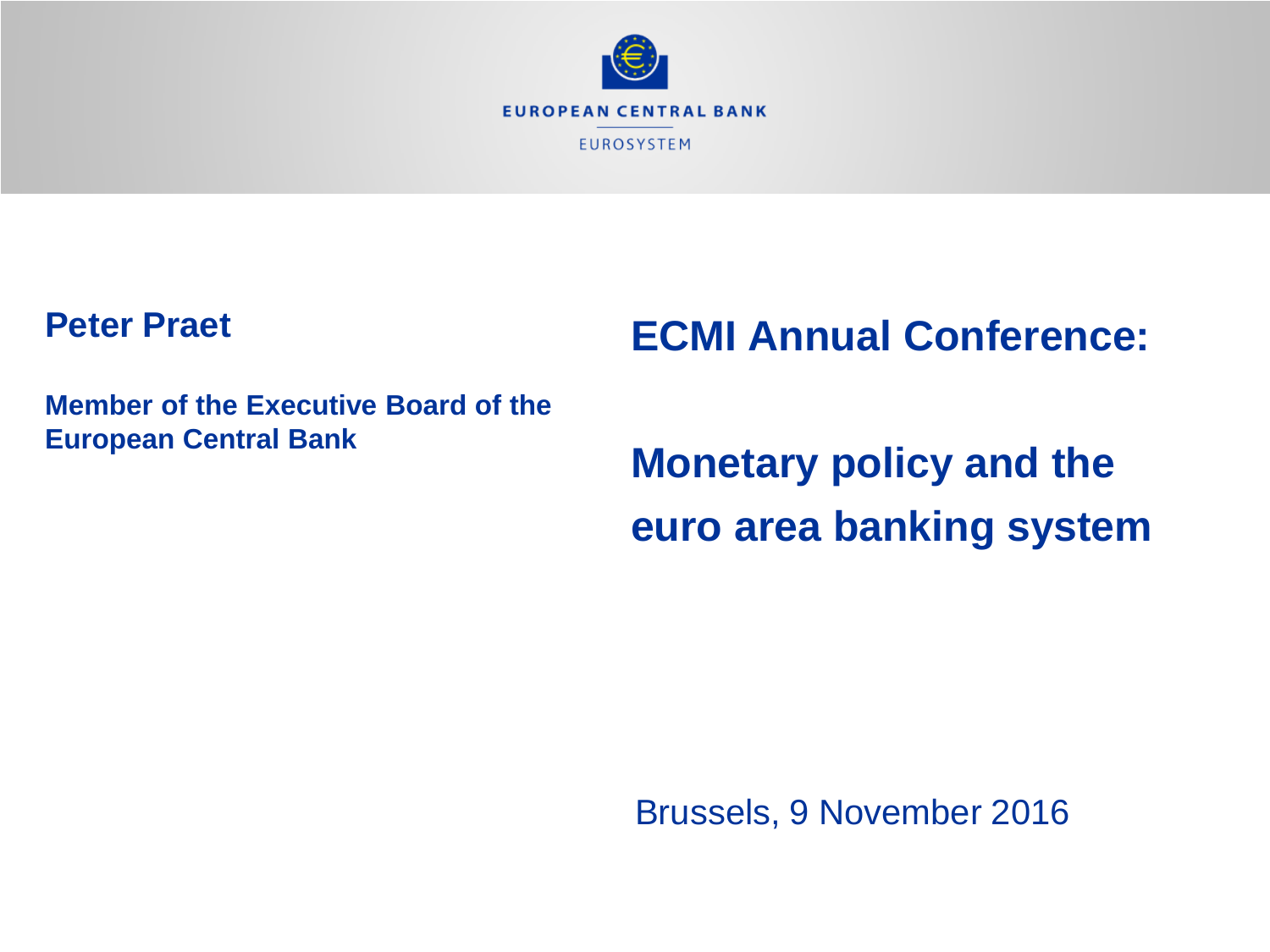EUROPEAN CENTRAL BANK

EUROSYSTEM

**Peter Praet**

**Member of the Executive Board of the European Central Bank**

# ECMI Annual Conference:

# Monetary policy and the euro area banking system

Brussels, 9 November 2016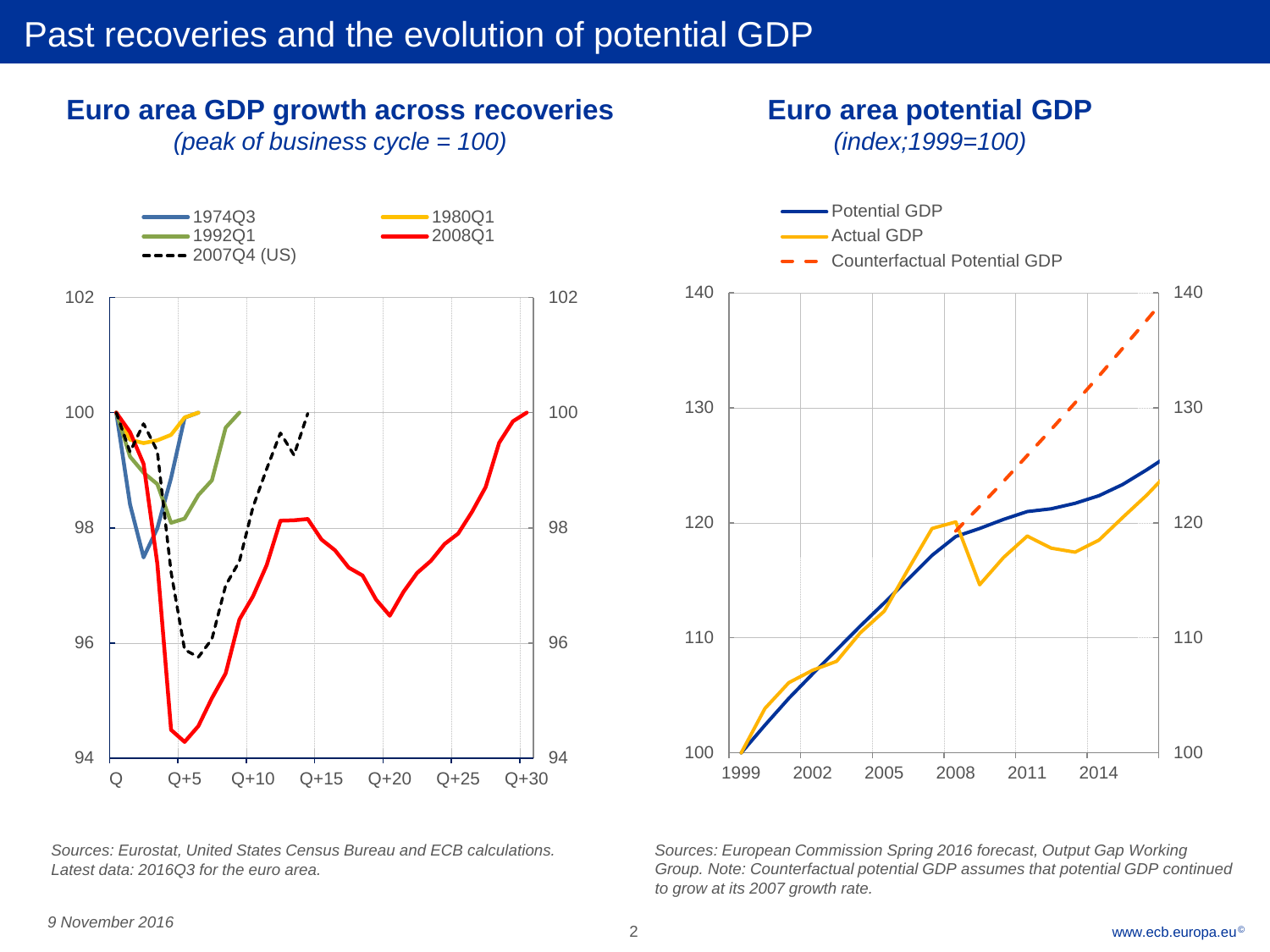# Past recoveries and the evolution of potential GDP

## Euro area GDP growth across recoveries

*(peak of business cycle = 100)*

1974Q3
1980Q1
1992Q1
2008Q1
2007Q4 (US)

102
100
98
96
94

Q
Q+5
Q+10
Q+15
Q+20
Q+25
Q+30

*Sources: Eurostat, United States Census Bureau and ECB calculations. Latest data: 2016Q3 for the euro area.*

## Euro area potential GDP

*(index;1999=100)*

Potential GDP
Actual GDP
Counterfactual Potential GDP

140
130
120
110
100

1999
2002
2005
2008
2011
2014

*Sources: European Commission Spring 2016 forecast, Output Gap Working Group. Note: Counterfactual potential GDP assumes that potential GDP continued to grow at its 2007 growth rate.*

*9 November 2016*

www.ecb.europa.eu©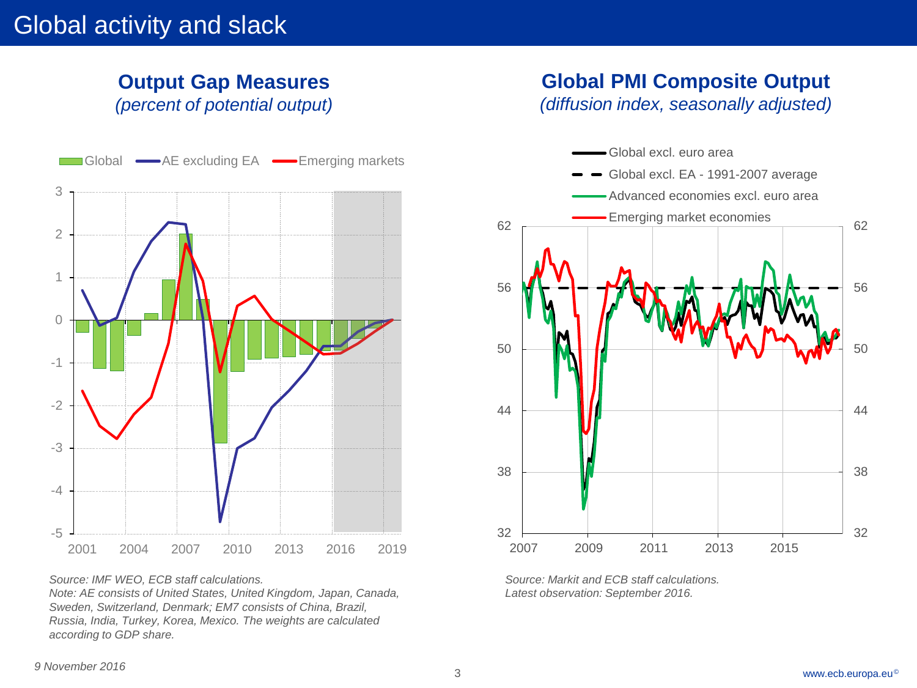# Global activity and slack

## Output Gap Measures

*(percent of potential output)*

*Source: IMF WEO, ECB staff calculations.*
*Note: AE consists of United States, United Kingdom, Japan, Canada, Sweden, Switzerland, Denmark; EM7 consists of China, Brazil, Russia, India, Turkey, Korea, Mexico. The weights are calculated according to GDP share.*

## Global PMI Composite Output

*(diffusion index, seasonally adjusted)*

*Source: Markit and ECB staff calculations.*
*Latest observation: September 2016.*

*9 November 2016*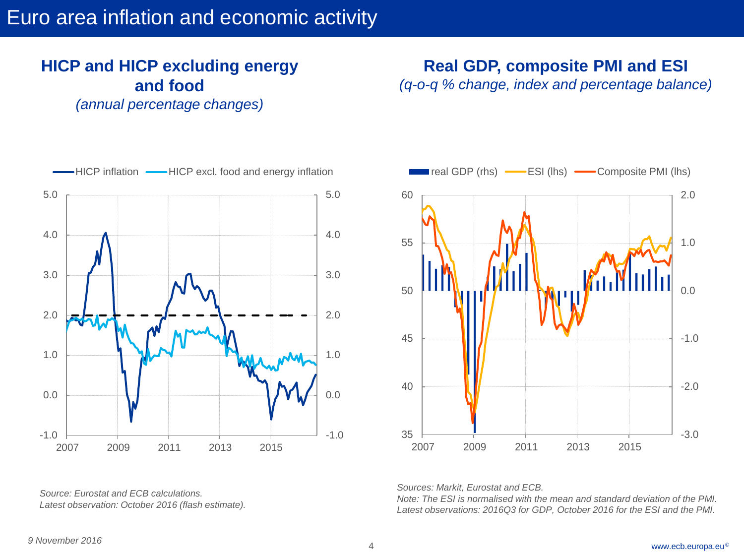# Euro area inflation and economic activity

## HICP and HICP excluding energy and food

*(annual percentage changes)*

*Source: Eurostat and ECB calculations.*
*Latest observation: October 2016 (flash estimate).*

## Real GDP, composite PMI and ESI

*(q-o-q % change, index and percentage balance)*

*Sources: Markit, Eurostat and ECB.*
*Note: The ESI is normalised with the mean and standard deviation of the PMI.*
*Latest observations: 2016Q3 for GDP, October 2016 for the ESI and the PMI.*

*9 November 2016*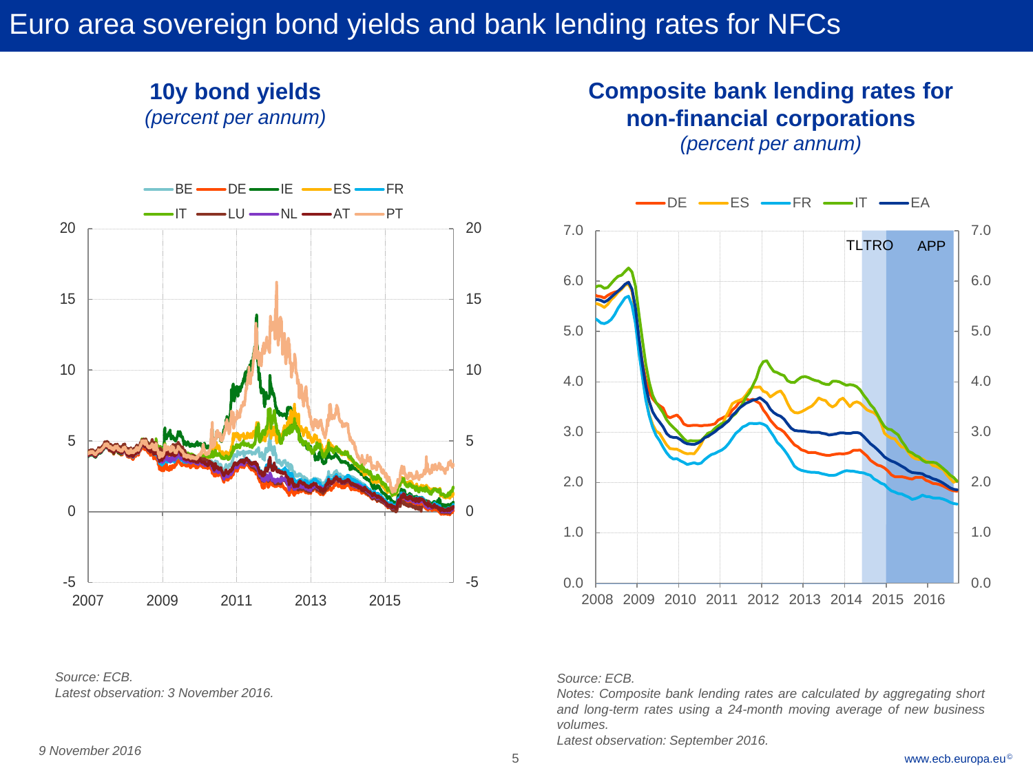# Euro area sovereign bond yields and bank lending rates for NFCs

## 10y bond yields

*(percent per annum)*

BE DE IE ES FR
IT LU NL AT PT

20 15 10 5 0 -5

2007 2009 2011 2013 2015

*Source: ECB.*
*Latest observation: 3 November 2016.*

## Composite bank lending rates for non-financial corporations

*(percent per annum)*

DE ES FR IT EA

TLTRO APP

7.0 6.0 5.0 4.0 3.0 2.0 1.0 0.0

2008 2009 2010 2011 2012 2013 2014 2015 2016

*Source: ECB.*
*Notes: Composite bank lending rates are calculated by aggregating short and long-term rates using a 24-month moving average of new business volumes.*
*Latest observation: September 2016.*

*9 November 2016*

www.ecb.europa.eu©